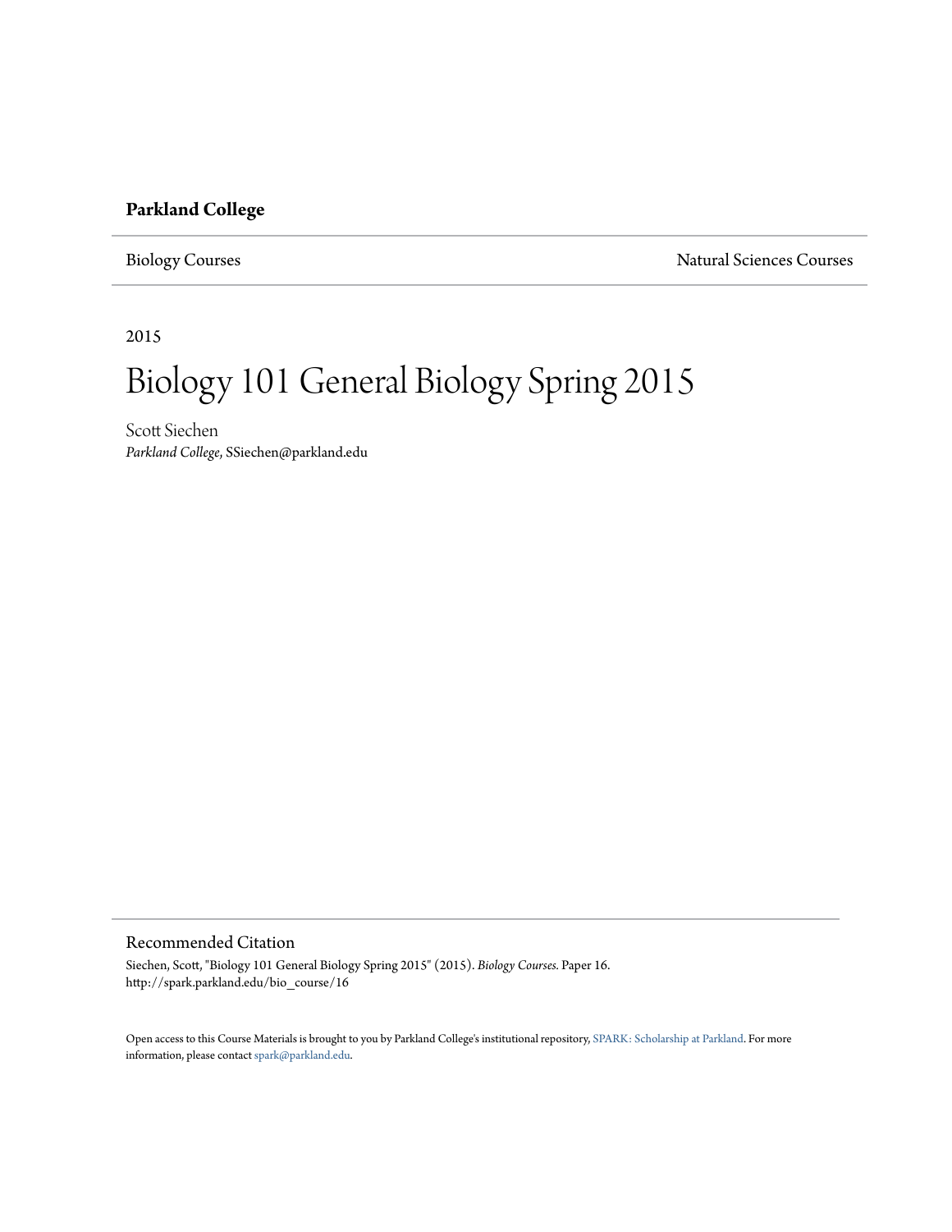**Parkland College**

Biology Courses | Natural Sciences Courses

2015

# Biology 101 General Biology Spring 2015

Scott Siechen
*Parkland College*, SSiechen@parkland.edu

## Recommended Citation

Siechen, Scott, "Biology 101 General Biology Spring 2015" (2015). *Biology Courses.* Paper 16.
http://spark.parkland.edu/bio_course/16

Open access to this Course Materials is brought to you by Parkland College's institutional repository, SPARK: Scholarship at Parkland. For more information, please contact spark@parkland.edu.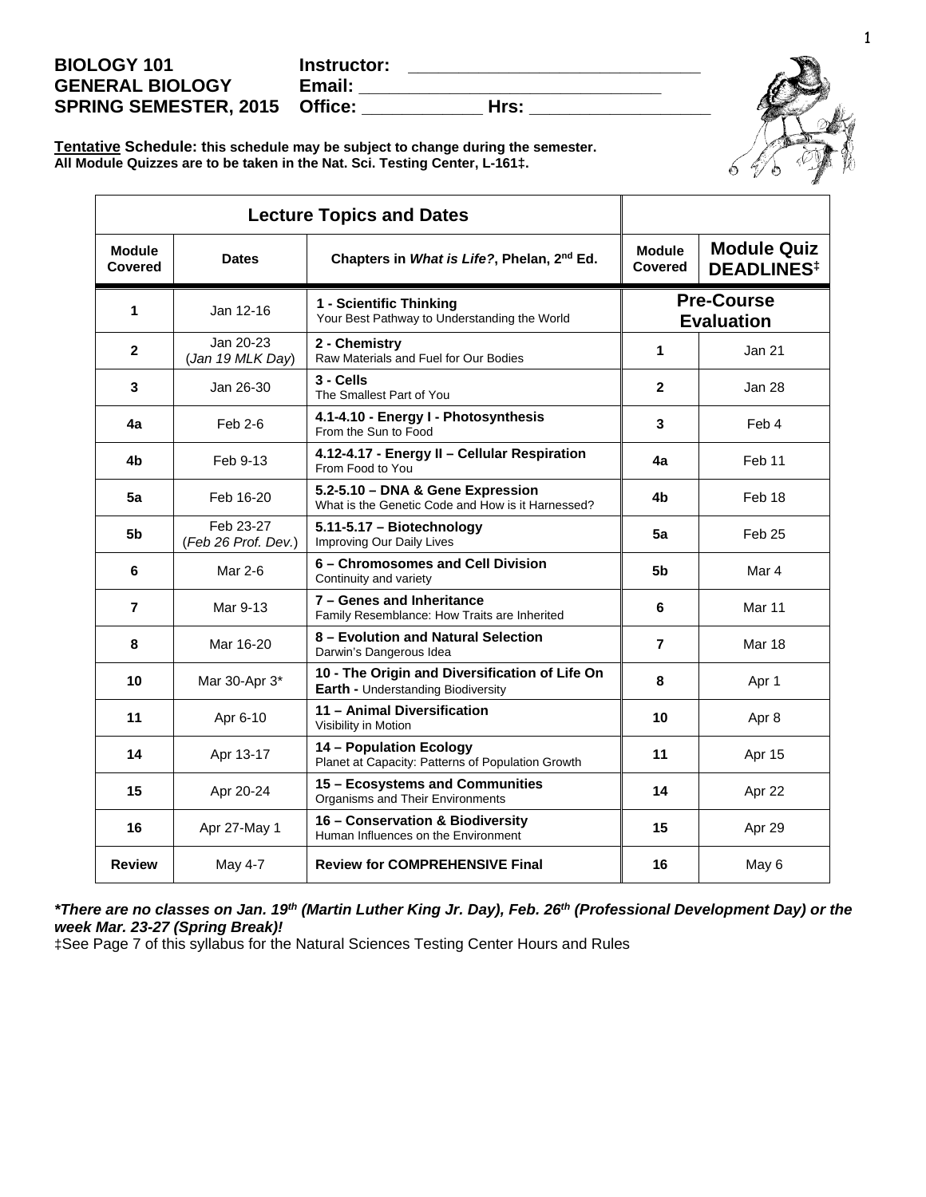**BIOLOGY 101** **Instructor:** ______________________________
**GENERAL BIOLOGY** **Email:** ______________________________
**SPRING SEMESTER, 2015** **Office:** ____________ **Hrs:** __________________

**Tentative Schedule: this schedule may be subject to change during the semester.**
**All Module Quizzes are to be taken in the Nat. Sci. Testing Center, L-161‡.**

| Lecture Topics and Dates | | | | |
|---|---|---|---|---|
| **Module Covered** | **Dates** | **Chapters in *What is Life?*, Phelan, 2nd Ed.** | **Module Covered** | **Module Quiz DEADLINES‡** |
| **1** | Jan 12-16 | **1 - Scientific Thinking** Your Best Pathway to Understanding the World | **Pre-Course Evaluation** | |
| **2** | Jan 20-23 (*Jan 19 MLK Day*) | **2 - Chemistry** Raw Materials and Fuel for Our Bodies | **1** | Jan 21 |
| **3** | Jan 26-30 | **3 - Cells** The Smallest Part of You | **2** | Jan 28 |
| **4a** | Feb 2-6 | **4.1-4.10 - Energy I - Photosynthesis** From the Sun to Food | **3** | Feb 4 |
| **4b** | Feb 9-13 | **4.12-4.17 - Energy II – Cellular Respiration** From Food to You | **4a** | Feb 11 |
| **5a** | Feb 16-20 | **5.2-5.10 – DNA & Gene Expression** What is the Genetic Code and How is it Harnessed? | **4b** | Feb 18 |
| **5b** | Feb 23-27 (*Feb 26 Prof. Dev.*) | **5.11-5.17 – Biotechnology** Improving Our Daily Lives | **5a** | Feb 25 |
| **6** | Mar 2-6 | **6 – Chromosomes and Cell Division** Continuity and variety | **5b** | Mar 4 |
| **7** | Mar 9-13 | **7 – Genes and Inheritance** Family Resemblance: How Traits are Inherited | **6** | Mar 11 |
| **8** | Mar 16-20 | **8 – Evolution and Natural Selection** Darwin's Dangerous Idea | **7** | Mar 18 |
| **10** | Mar 30-Apr 3* | **10 - The Origin and Diversification of Life On Earth -** Understanding Biodiversity | **8** | Apr 1 |
| **11** | Apr 6-10 | **11 – Animal Diversification** Visibility in Motion | **10** | Apr 8 |
| **14** | Apr 13-17 | **14 – Population Ecology** Planet at Capacity: Patterns of Population Growth | **11** | Apr 15 |
| **15** | Apr 20-24 | **15 – Ecosystems and Communities** Organisms and Their Environments | **14** | Apr 22 |
| **16** | Apr 27-May 1 | **16 – Conservation & Biodiversity** Human Influences on the Environment | **15** | Apr 29 |
| **Review** | May 4-7 | **Review for COMPREHENSIVE Final** | **16** | May 6 |

***There are no classes on Jan. 19th (Martin Luther King Jr. Day), Feb. 26th (Professional Development Day) or the week Mar. 23-27 (Spring Break)!***

‡See Page 7 of this syllabus for the Natural Sciences Testing Center Hours and Rules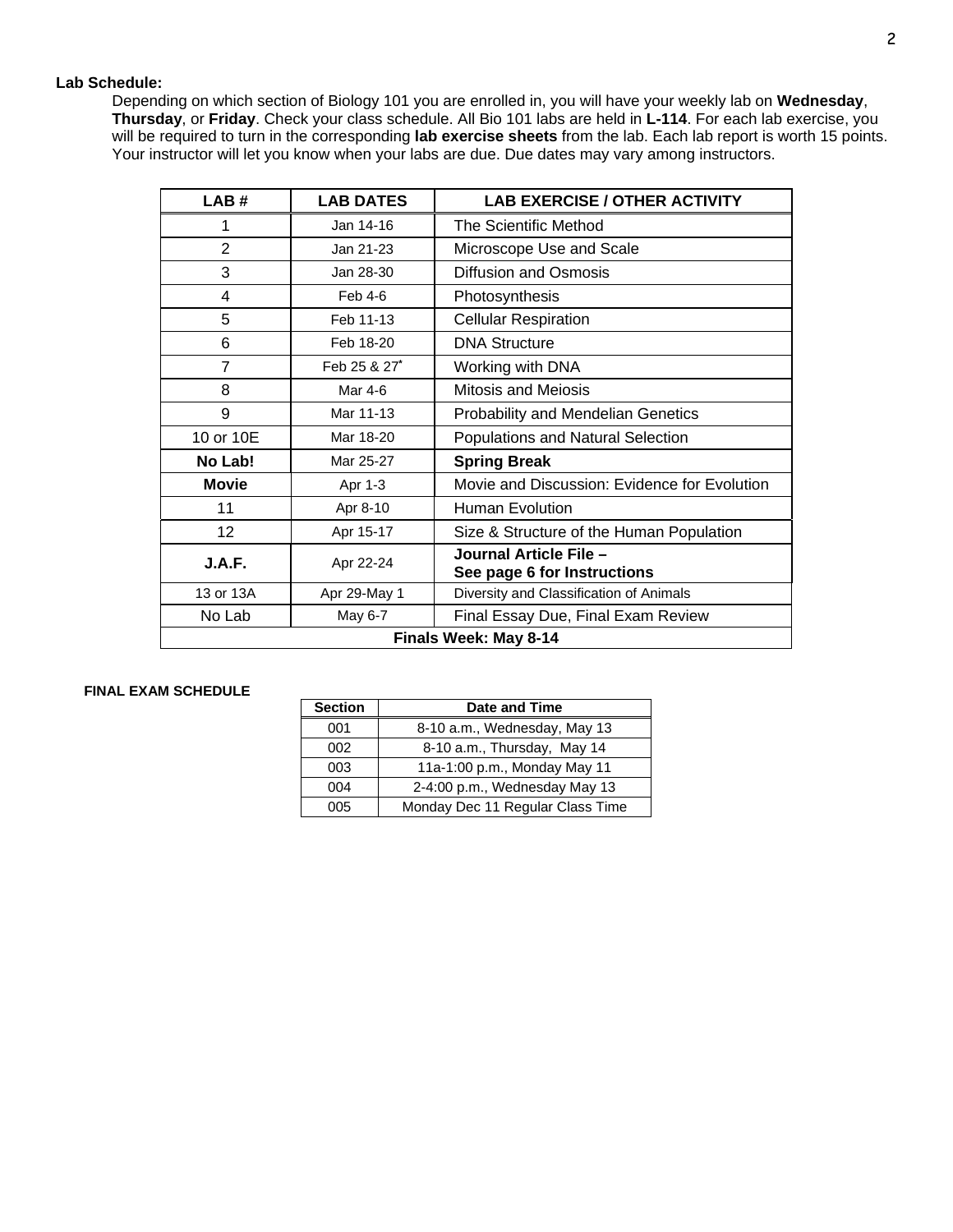**Lab Schedule:**

Depending on which section of Biology 101 you are enrolled in, you will have your weekly lab on **Wednesday**, **Thursday**, or **Friday**. Check your class schedule. All Bio 101 labs are held in **L-114**. For each lab exercise, you will be required to turn in the corresponding **lab exercise sheets** from the lab. Each lab report is worth 15 points. Your instructor will let you know when your labs are due. Due dates may vary among instructors.

| LAB # | LAB DATES | LAB EXERCISE / OTHER ACTIVITY |
|---|---|---|
| 1 | Jan 14-16 | The Scientific Method |
| 2 | Jan 21-23 | Microscope Use and Scale |
| 3 | Jan 28-30 | Diffusion and Osmosis |
| 4 | Feb 4-6 | Photosynthesis |
| 5 | Feb 11-13 | Cellular Respiration |
| 6 | Feb 18-20 | DNA Structure |
| 7 | Feb 25 & 27* | Working with DNA |
| 8 | Mar 4-6 | Mitosis and Meiosis |
| 9 | Mar 11-13 | Probability and Mendelian Genetics |
| 10 or 10E | Mar 18-20 | Populations and Natural Selection |
| **No Lab!** | Mar 25-27 | **Spring Break** |
| **Movie** | Apr 1-3 | Movie and Discussion: Evidence for Evolution |
| 11 | Apr 8-10 | Human Evolution |
| 12 | Apr 15-17 | Size & Structure of the Human Population |
| **J.A.F.** | Apr 22-24 | **Journal Article File – See page 6 for Instructions** |
| 13 or 13A | Apr 29-May 1 | Diversity and Classification of Animals |
| No Lab | May 6-7 | Final Essay Due, Final Exam Review |
| **Finals Week: May 8-14** | | |

**FINAL EXAM SCHEDULE**

| Section | Date and Time |
|---|---|
| 001 | 8-10 a.m., Wednesday, May 13 |
| 002 | 8-10 a.m., Thursday, May 14 |
| 003 | 11a-1:00 p.m., Monday May 11 |
| 004 | 2-4:00 p.m., Wednesday May 13 |
| 005 | Monday Dec 11 Regular Class Time |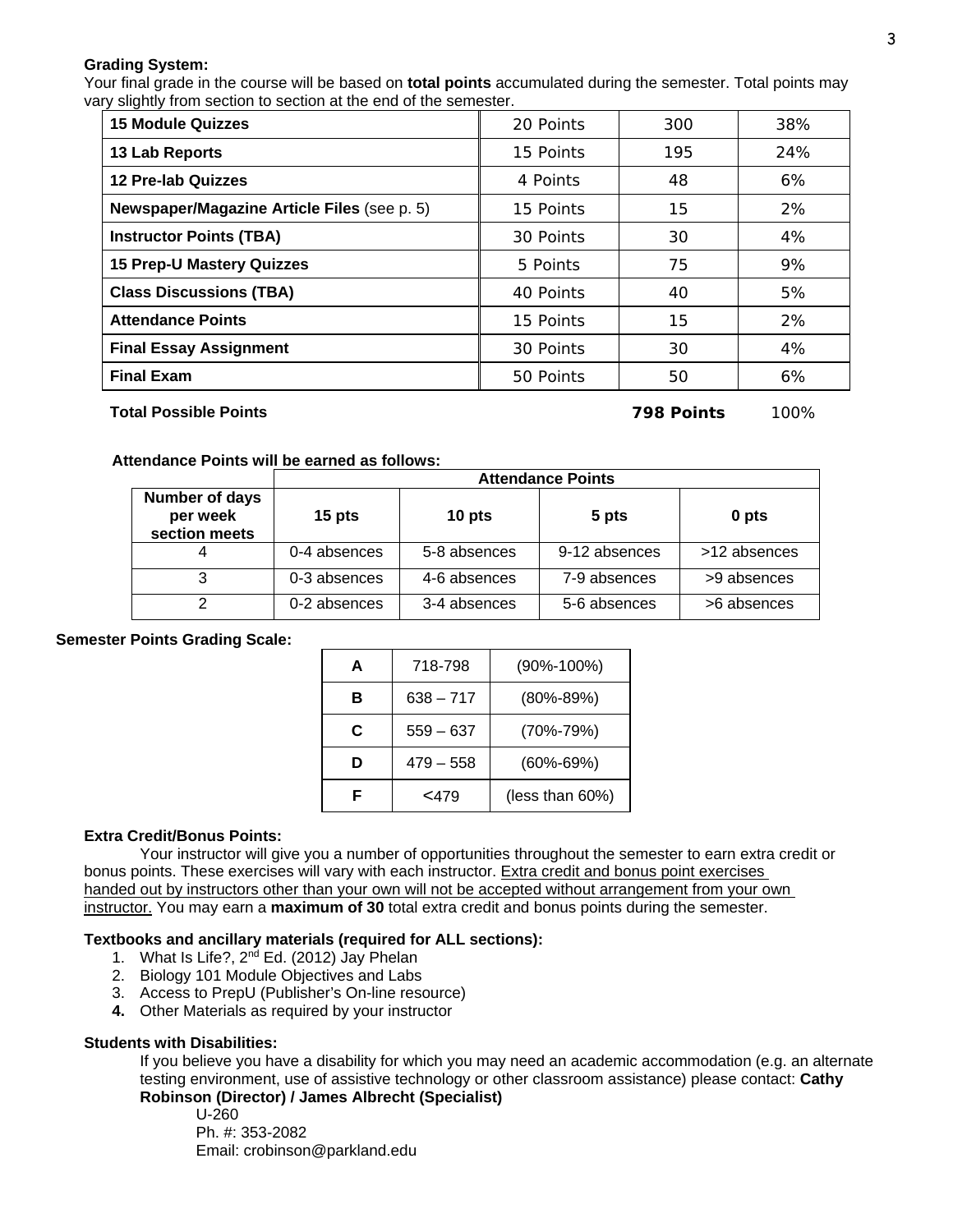**Grading System:**

Your final grade in the course will be based on **total points** accumulated during the semester. Total points may vary slightly from section to section at the end of the semester.

| | | | |
|---|---|---|---|
| **15 Module Quizzes** | 20 Points | 300 | 38% |
| **13 Lab Reports** | 15 Points | 195 | 24% |
| **12 Pre-lab Quizzes** | 4 Points | 48 | 6% |
| **Newspaper/Magazine Article Files** (see p. 5) | 15 Points | 15 | 2% |
| **Instructor Points (TBA)** | 30 Points | 30 | 4% |
| **15 Prep-U Mastery Quizzes** | 5 Points | 75 | 9% |
| **Class Discussions (TBA)** | 40 Points | 40 | 5% |
| **Attendance Points** | 15 Points | 15 | 2% |
| **Final Essay Assignment** | 30 Points | 30 | 4% |
| **Final Exam** | 50 Points | 50 | 6% |
| **Total Possible Points** | | **798 Points** | 100% |

**Attendance Points will be earned as follows:**

| | Attendance Points | | | |
|---|---|---|---|---|
| **Number of days per week section meets** | **15 pts** | **10 pts** | **5 pts** | **0 pts** |
| 4 | 0-4 absences | 5-8 absences | 9-12 absences | >12 absences |
| 3 | 0-3 absences | 4-6 absences | 7-9 absences | >9 absences |
| 2 | 0-2 absences | 3-4 absences | 5-6 absences | >6 absences |

**Semester Points Grading Scale:**

| | | |
|---|---|---|
| **A** | 718-798 | (90%-100%) |
| **B** | 638 – 717 | (80%-89%) |
| **C** | 559 – 637 | (70%-79%) |
| **D** | 479 – 558 | (60%-69%) |
| **F** | <479 | (less than 60%) |

**Extra Credit/Bonus Points:**

Your instructor will give you a number of opportunities throughout the semester to earn extra credit or bonus points. These exercises will vary with each instructor. Extra credit and bonus point exercises handed out by instructors other than your own will not be accepted without arrangement from your own instructor. You may earn a **maximum of 30** total extra credit and bonus points during the semester.

**Textbooks and ancillary materials (required for ALL sections):**

1. What Is Life?, 2nd Ed. (2012) Jay Phelan
2. Biology 101 Module Objectives and Labs
3. Access to PrepU (Publisher's On-line resource)
4. Other Materials as required by your instructor

**Students with Disabilities:**

If you believe you have a disability for which you may need an academic accommodation (e.g. an alternate testing environment, use of assistive technology or other classroom assistance) please contact: **Cathy Robinson (Director) / James Albrecht (Specialist)**

U-260
Ph. #: 353-2082
Email: crobinson@parkland.edu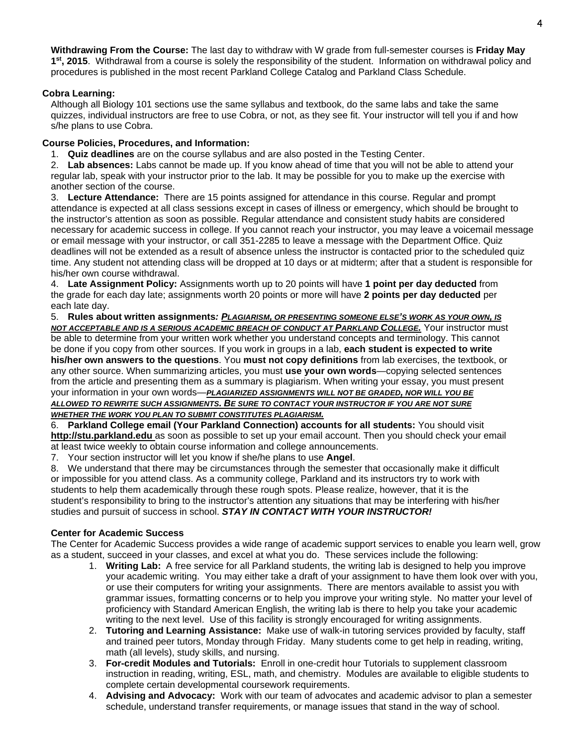**Withdrawing From the Course:** The last day to withdraw with W grade from full-semester courses is **Friday May 1st, 2015**. Withdrawal from a course is solely the responsibility of the student. Information on withdrawal policy and procedures is published in the most recent Parkland College Catalog and Parkland Class Schedule.

**Cobra Learning:**

Although all Biology 101 sections use the same syllabus and textbook, do the same labs and take the same quizzes, individual instructors are free to use Cobra, or not, as they see fit. Your instructor will tell you if and how s/he plans to use Cobra.

**Course Policies, Procedures, and Information:**

1. **Quiz deadlines** are on the course syllabus and are also posted in the Testing Center.
2. **Lab absences:** Labs cannot be made up. If you know ahead of time that you will not be able to attend your regular lab, speak with your instructor prior to the lab. It may be possible for you to make up the exercise with another section of the course.
3. **Lecture Attendance:** There are 15 points assigned for attendance in this course. Regular and prompt attendance is expected at all class sessions except in cases of illness or emergency, which should be brought to the instructor's attention as soon as possible. Regular attendance and consistent study habits are considered necessary for academic success in college. If you cannot reach your instructor, you may leave a voicemail message or email message with your instructor, or call 351-2285 to leave a message with the Department Office. Quiz deadlines will not be extended as a result of absence unless the instructor is contacted prior to the scheduled quiz time. Any student not attending class will be dropped at 10 days or at midterm; after that a student is responsible for his/her own course withdrawal.
4. **Late Assignment Policy:** Assignments worth up to 20 points will have **1 point per day deducted** from the grade for each day late; assignments worth 20 points or more will have **2 points per day deducted** per each late day.
5. **Rules about written assignments*: PLAGIARISM, OR PRESENTING SOMEONE ELSE'S WORK AS YOUR OWN, IS NOT ACCEPTABLE AND IS A SERIOUS ACADEMIC BREACH OF CONDUCT AT PARKLAND COLLEGE.*** Your instructor must be able to determine from your written work whether you understand concepts and terminology. This cannot be done if you copy from other sources. If you work in groups in a lab, **each student is expected to write his/her own answers to the questions**. You **must not copy definitions** from lab exercises, the textbook, or any other source. When summarizing articles, you must **use your own words**—copying selected sentences from the article and presenting them as a summary is plagiarism. When writing your essay, you must present your information in your own words—***PLAGIARIZED ASSIGNMENTS WILL NOT BE GRADED, NOR WILL YOU BE ALLOWED TO REWRITE SUCH ASSIGNMENTS. BE SURE TO CONTACT YOUR INSTRUCTOR IF YOU ARE NOT SURE WHETHER THE WORK YOU PLAN TO SUBMIT CONSTITUTES PLAGIARISM.***
6. **Parkland College email (Your Parkland Connection) accounts for all students:** You should visit **http://stu.parkland.edu** as soon as possible to set up your email account. Then you should check your email at least twice weekly to obtain course information and college announcements.
7. Your section instructor will let you know if she/he plans to use **Angel**.
8. We understand that there may be circumstances through the semester that occasionally make it difficult or impossible for you attend class. As a community college, Parkland and its instructors try to work with students to help them academically through these rough spots. Please realize, however, that it is the student's responsibility to bring to the instructor's attention any situations that may be interfering with his/her studies and pursuit of success in school. ***STAY IN CONTACT WITH YOUR INSTRUCTOR!***

**Center for Academic Success**

The Center for Academic Success provides a wide range of academic support services to enable you learn well, grow as a student, succeed in your classes, and excel at what you do. These services include the following:

1. **Writing Lab:** A free service for all Parkland students, the writing lab is designed to help you improve your academic writing. You may either take a draft of your assignment to have them look over with you, or use their computers for writing your assignments. There are mentors available to assist you with grammar issues, formatting concerns or to help you improve your writing style. No matter your level of proficiency with Standard American English, the writing lab is there to help you take your academic writing to the next level. Use of this facility is strongly encouraged for writing assignments.
2. **Tutoring and Learning Assistance:** Make use of walk-in tutoring services provided by faculty, staff and trained peer tutors, Monday through Friday. Many students come to get help in reading, writing, math (all levels), study skills, and nursing.
3. **For-credit Modules and Tutorials:** Enroll in one-credit hour Tutorials to supplement classroom instruction in reading, writing, ESL, math, and chemistry. Modules are available to eligible students to complete certain developmental coursework requirements.
4. **Advising and Advocacy:** Work with our team of advocates and academic advisor to plan a semester schedule, understand transfer requirements, or manage issues that stand in the way of school.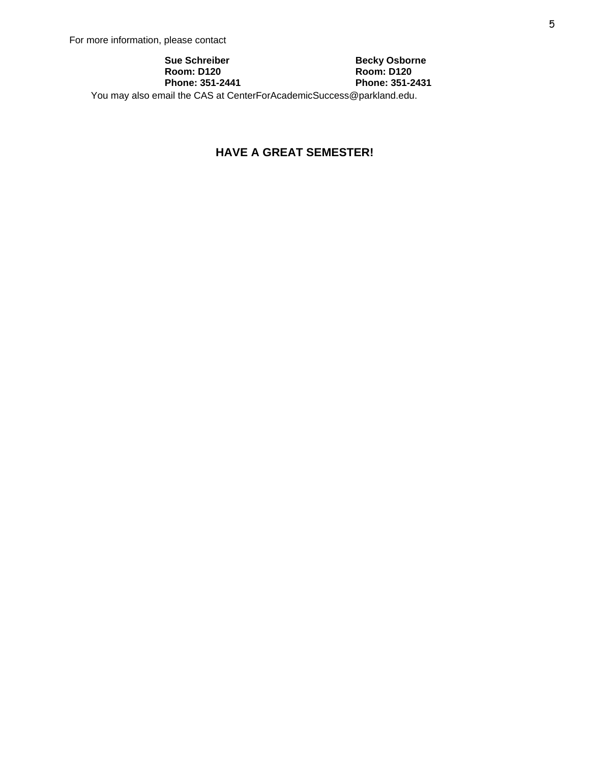For more information, please contact

| **Sue Schreiber** | **Becky Osborne** |
| --- | --- |
| **Room: D120** | **Room: D120** |
| **Phone: 351-2441** | **Phone: 351-2431** |

You may also email the CAS at CenterForAcademicSuccess@parkland.edu.

**HAVE A GREAT SEMESTER!**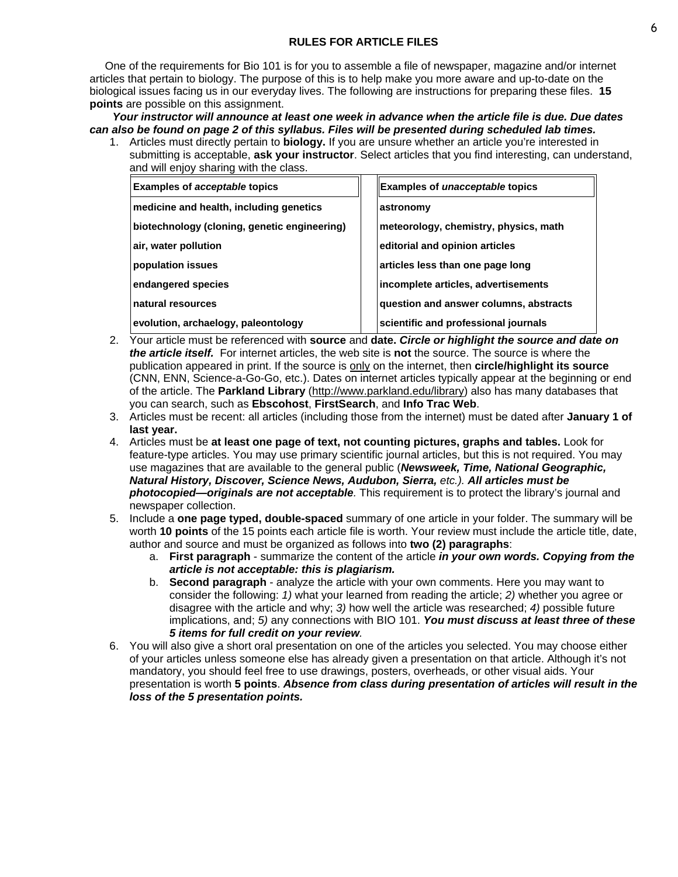## RULES FOR ARTICLE FILES

One of the requirements for Bio 101 is for you to assemble a file of newspaper, magazine and/or internet articles that pertain to biology. The purpose of this is to help make you more aware and up-to-date on the biological issues facing us in our everyday lives. The following are instructions for preparing these files. **15 points** are possible on this assignment.

***Your instructor will announce at least one week in advance when the article file is due. Due dates can also be found on page 2 of this syllabus. Files will be presented during scheduled lab times.***

1. Articles must directly pertain to **biology.** If you are unsure whether an article you're interested in submitting is acceptable, **ask your instructor**. Select articles that you find interesting, can understand, and will enjoy sharing with the class.

| Examples of *acceptable* topics | Examples of *unacceptable* topics |
|---|---|
| **medicine and health, including genetics** | **astronomy** |
| **biotechnology (cloning, genetic engineering)** | **meteorology, chemistry, physics, math** |
| **air, water pollution** | **editorial and opinion articles** |
| **population issues** | **articles less than one page long** |
| **endangered species** | **incomplete articles, advertisements** |
| **natural resources** | **question and answer columns, abstracts** |
| **evolution, archaelogy, paleontology** | **scientific and professional journals** |

2. Your article must be referenced with **source** and **date.** ***Circle or highlight the source and date on the article itself.*** For internet articles, the web site is **not** the source. The source is where the publication appeared in print. If the source is <u>only</u> on the internet, then **circle/highlight its source** (CNN, ENN, Science-a-Go-Go, etc.). Dates on internet articles typically appear at the beginning or end of the article. The **Parkland Library** (http://www.parkland.edu/library) also has many databases that you can search, such as **Ebscohost**, **FirstSearch**, and **Info Trac Web**.
3. Articles must be recent: all articles (including those from the internet) must be dated after **January 1 of last year.**
4. Articles must be **at least one page of text, not counting pictures, graphs and tables.** Look for feature-type articles. You may use primary scientific journal articles, but this is not required. You may use magazines that are available to the general public (***Newsweek, Time, National Geographic, Natural History, Discover, Science News, Audubon, Sierra,*** *etc.).* ***All articles must be photocopied—originals are not acceptable***. This requirement is to protect the library's journal and newspaper collection.
5. Include a **one page typed, double-spaced** summary of one article in your folder. The summary will be worth **10 points** of the 15 points each article file is worth. Your review must include the article title, date, author and source and must be organized as follows into **two (2) paragraphs**:
   a. **First paragraph** - summarize the content of the article ***in your own words. Copying from the article is not acceptable: this is plagiarism.***
   b. **Second paragraph** - analyze the article with your own comments. Here you may want to consider the following: *1)* what your learned from reading the article; *2)* whether you agree or disagree with the article and why; *3)* how well the article was researched; *4)* possible future implications, and; *5)* any connections with BIO 101. ***You must discuss at least three of these 5 items for full credit on your review.***
6. You will also give a short oral presentation on one of the articles you selected. You may choose either of your articles unless someone else has already given a presentation on that article. Although it's not mandatory, you should feel free to use drawings, posters, overheads, or other visual aids. Your presentation is worth **5 points**. ***Absence from class during presentation of articles will result in the loss of the 5 presentation points.***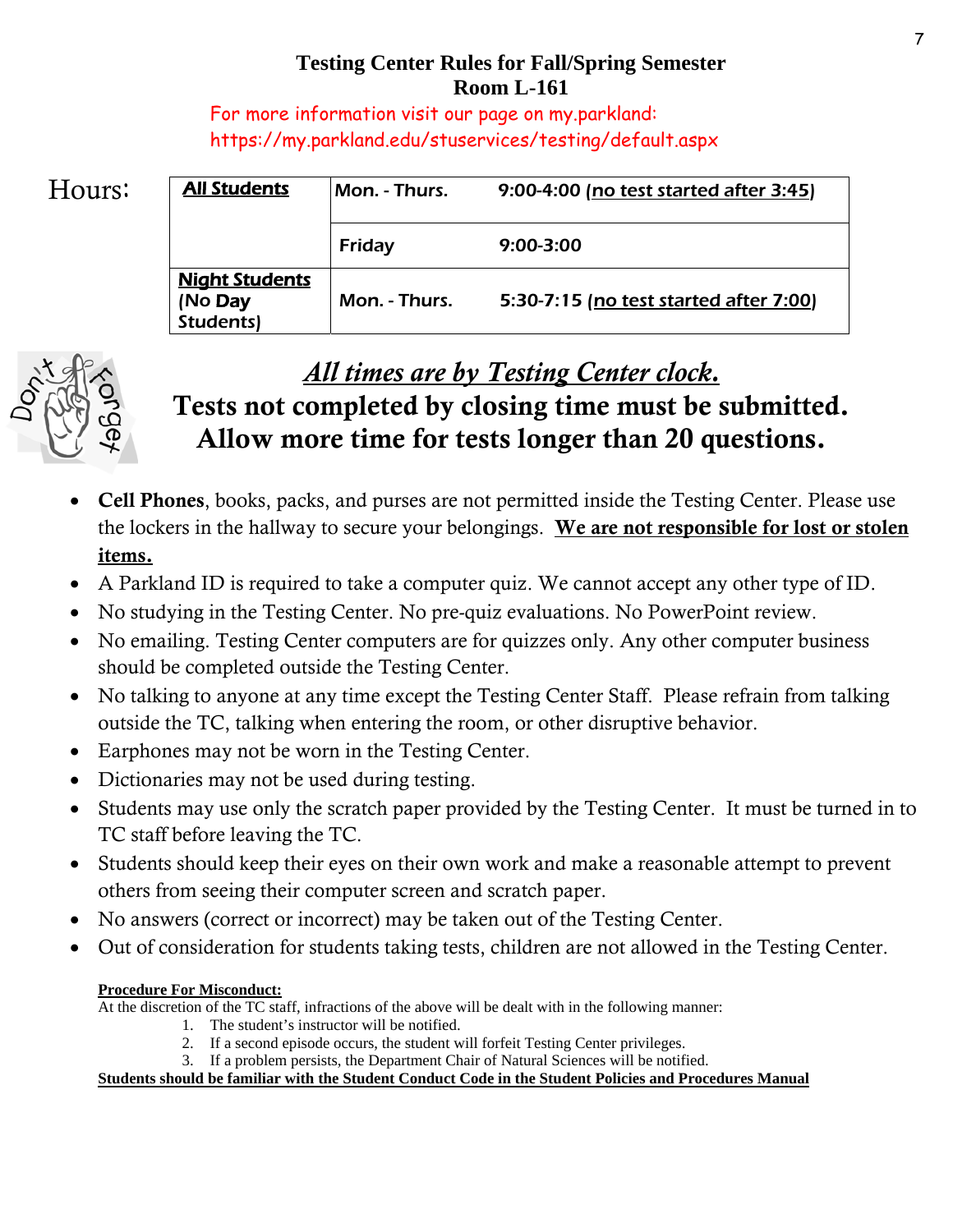# Testing Center Rules for Fall/Spring Semester
## Room L-161

For more information visit our page on my.parkland:
https://my.parkland.edu/stuservices/testing/default.aspx

Hours:

| | | |
|---|---|---|
| **All Students** | Mon. - Thurs. | 9:00-4:00 (no test started after 3:45) |
| | Friday | 9:00-3:00 |
| **Night Students** (No Day Students) | Mon. - Thurs. | 5:30-7:15 (no test started after 7:00) |

***All times are by Testing Center clock.***

**Tests not completed by closing time must be submitted.**
**Allow more time for tests longer than 20 questions.**

- **Cell Phones**, books, packs, and purses are not permitted inside the Testing Center. Please use the lockers in the hallway to secure your belongings. **We are not responsible for lost or stolen items.**
- A Parkland ID is required to take a computer quiz. We cannot accept any other type of ID.
- No studying in the Testing Center. No pre-quiz evaluations. No PowerPoint review.
- No emailing. Testing Center computers are for quizzes only. Any other computer business should be completed outside the Testing Center.
- No talking to anyone at any time except the Testing Center Staff. Please refrain from talking outside the TC, talking when entering the room, or other disruptive behavior.
- Earphones may not be worn in the Testing Center.
- Dictionaries may not be used during testing.
- Students may use only the scratch paper provided by the Testing Center. It must be turned in to TC staff before leaving the TC.
- Students should keep their eyes on their own work and make a reasonable attempt to prevent others from seeing their computer screen and scratch paper.
- No answers (correct or incorrect) may be taken out of the Testing Center.
- Out of consideration for students taking tests, children are not allowed in the Testing Center.

**Procedure For Misconduct:**

At the discretion of the TC staff, infractions of the above will be dealt with in the following manner:

1. The student's instructor will be notified.
2. If a second episode occurs, the student will forfeit Testing Center privileges.
3. If a problem persists, the Department Chair of Natural Sciences will be notified.

**Students should be familiar with the Student Conduct Code in the Student Policies and Procedures Manual**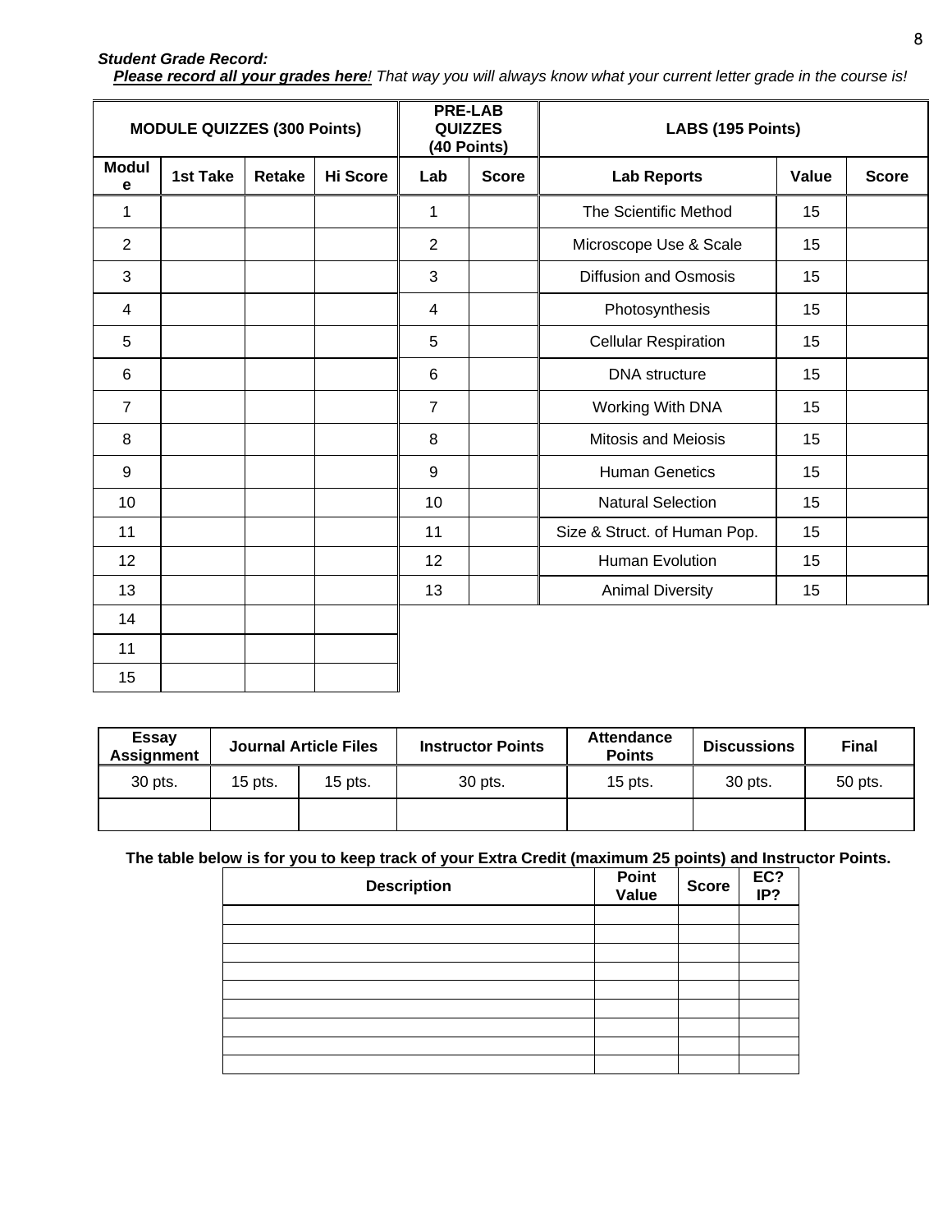***Student Grade Record:***

***Please record all your grades here**! That way you will always know what your current letter grade in the course is!*

| MODULE QUIZZES (300 Points) | | | | PRE-LAB QUIZZES (40 Points) | | LABS (195 Points) | | |
|---|---|---|---|---|---|---|---|---|
| Module | 1st Take | Retake | Hi Score | Lab | Score | Lab Reports | Value | Score |
| 1 | | | | 1 | | The Scientific Method | 15 | |
| 2 | | | | 2 | | Microscope Use & Scale | 15 | |
| 3 | | | | 3 | | Diffusion and Osmosis | 15 | |
| 4 | | | | 4 | | Photosynthesis | 15 | |
| 5 | | | | 5 | | Cellular Respiration | 15 | |
| 6 | | | | 6 | | DNA structure | 15 | |
| 7 | | | | 7 | | Working With DNA | 15 | |
| 8 | | | | 8 | | Mitosis and Meiosis | 15 | |
| 9 | | | | 9 | | Human Genetics | 15 | |
| 10 | | | | 10 | | Natural Selection | 15 | |
| 11 | | | | 11 | | Size & Struct. of Human Pop. | 15 | |
| 12 | | | | 12 | | Human Evolution | 15 | |
| 13 | | | | 13 | | Animal Diversity | 15 | |
| 14 | | | | | | | | |
| 11 | | | | | | | | |
| 15 | | | | | | | | |

| Essay Assignment | Journal Article Files | | Instructor Points | Attendance Points | Discussions | Final |
|---|---|---|---|---|---|---|
| 30 pts. | 15 pts. | 15 pts. | 30 pts. | 15 pts. | 30 pts. | 50 pts. |
| | | | | | | |

**The table below is for you to keep track of your Extra Credit (maximum 25 points) and Instructor Points.**

| Description | Point Value | Score | EC? IP? |
|---|---|---|---|
| | | | |
| | | | |
| | | | |
| | | | |
| | | | |
| | | | |
| | | | |
| | | | |
| | | | |